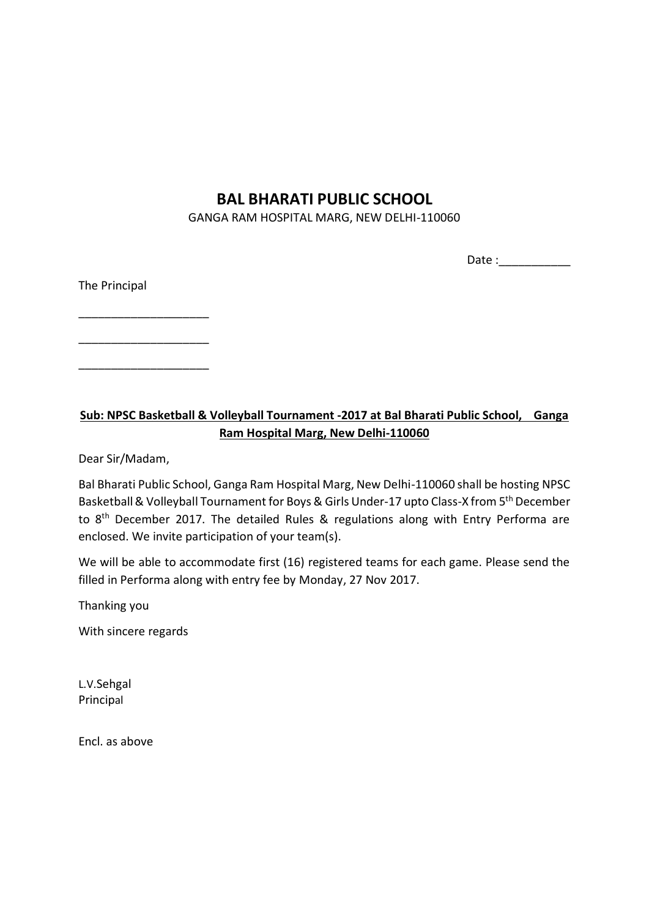# BAL BHARATI PUBLIC SCHOOL

GANGA RAM HOSPITAL MARG, NEW DELHI-110060

Date :___________

The Principal

____________________

____________________

____________________

**Sub: NPSC Basketball & Volleyball Tournament -2017 at Bal Bharati Public School, Ganga Ram Hospital Marg, New Delhi-110060**

Dear Sir/Madam,

Bal Bharati Public School, Ganga Ram Hospital Marg, New Delhi-110060 shall be hosting NPSC Basketball & Volleyball Tournament for Boys & Girls Under-17 upto Class-X from 5th December to 8th December 2017. The detailed Rules & regulations along with Entry Performa are enclosed. We invite participation of your team(s).

We will be able to accommodate first (16) registered teams for each game. Please send the filled in Performa along with entry fee by Monday, 27 Nov 2017.

Thanking you

With sincere regards

L.V.Sehgal
Principal

Encl. as above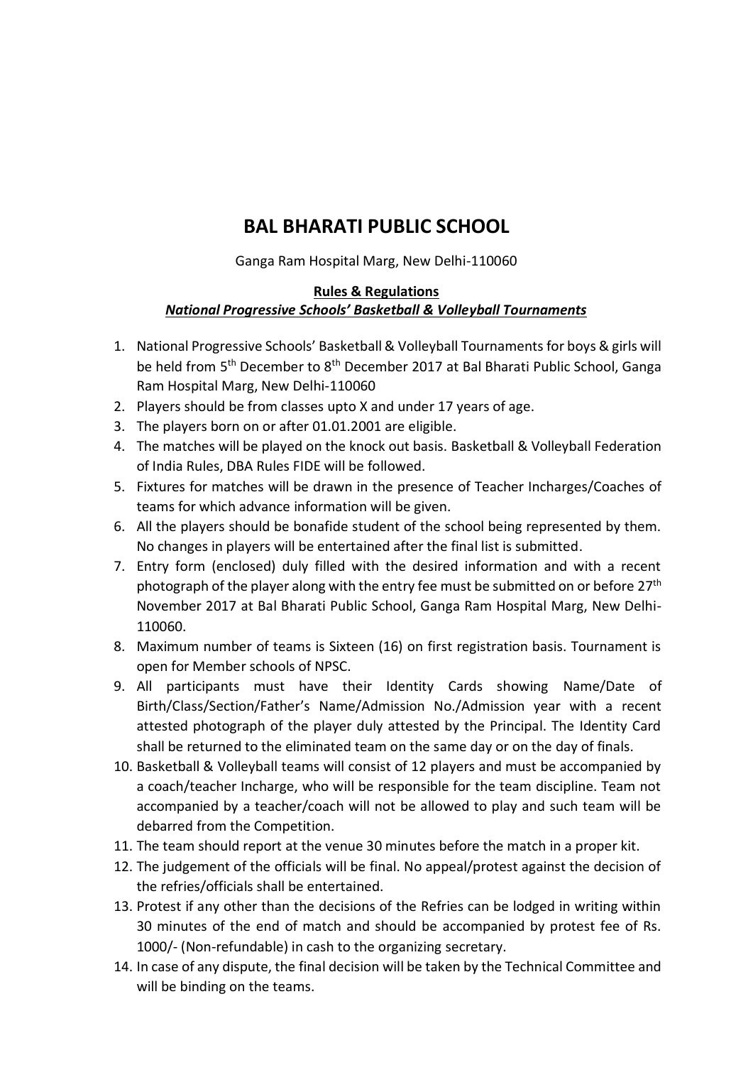# BAL BHARATI PUBLIC SCHOOL

Ganga Ram Hospital Marg, New Delhi-110060

**Rules & Regulations**
***National Progressive Schools' Basketball & Volleyball Tournaments***

1. National Progressive Schools' Basketball & Volleyball Tournaments for boys & girls will be held from 5th December to 8th December 2017 at Bal Bharati Public School, Ganga Ram Hospital Marg, New Delhi-110060
2. Players should be from classes upto X and under 17 years of age.
3. The players born on or after 01.01.2001 are eligible.
4. The matches will be played on the knock out basis. Basketball & Volleyball Federation of India Rules, DBA Rules FIDE will be followed.
5. Fixtures for matches will be drawn in the presence of Teacher Incharges/Coaches of teams for which advance information will be given.
6. All the players should be bonafide student of the school being represented by them. No changes in players will be entertained after the final list is submitted.
7. Entry form (enclosed) duly filled with the desired information and with a recent photograph of the player along with the entry fee must be submitted on or before 27th November 2017 at Bal Bharati Public School, Ganga Ram Hospital Marg, New Delhi-110060.
8. Maximum number of teams is Sixteen (16) on first registration basis. Tournament is open for Member schools of NPSC.
9. All participants must have their Identity Cards showing Name/Date of Birth/Class/Section/Father's Name/Admission No./Admission year with a recent attested photograph of the player duly attested by the Principal. The Identity Card shall be returned to the eliminated team on the same day or on the day of finals.
10. Basketball & Volleyball teams will consist of 12 players and must be accompanied by a coach/teacher Incharge, who will be responsible for the team discipline. Team not accompanied by a teacher/coach will not be allowed to play and such team will be debarred from the Competition.
11. The team should report at the venue 30 minutes before the match in a proper kit.
12. The judgement of the officials will be final. No appeal/protest against the decision of the refries/officials shall be entertained.
13. Protest if any other than the decisions of the Refries can be lodged in writing within 30 minutes of the end of match and should be accompanied by protest fee of Rs. 1000/- (Non-refundable) in cash to the organizing secretary.
14. In case of any dispute, the final decision will be taken by the Technical Committee and will be binding on the teams.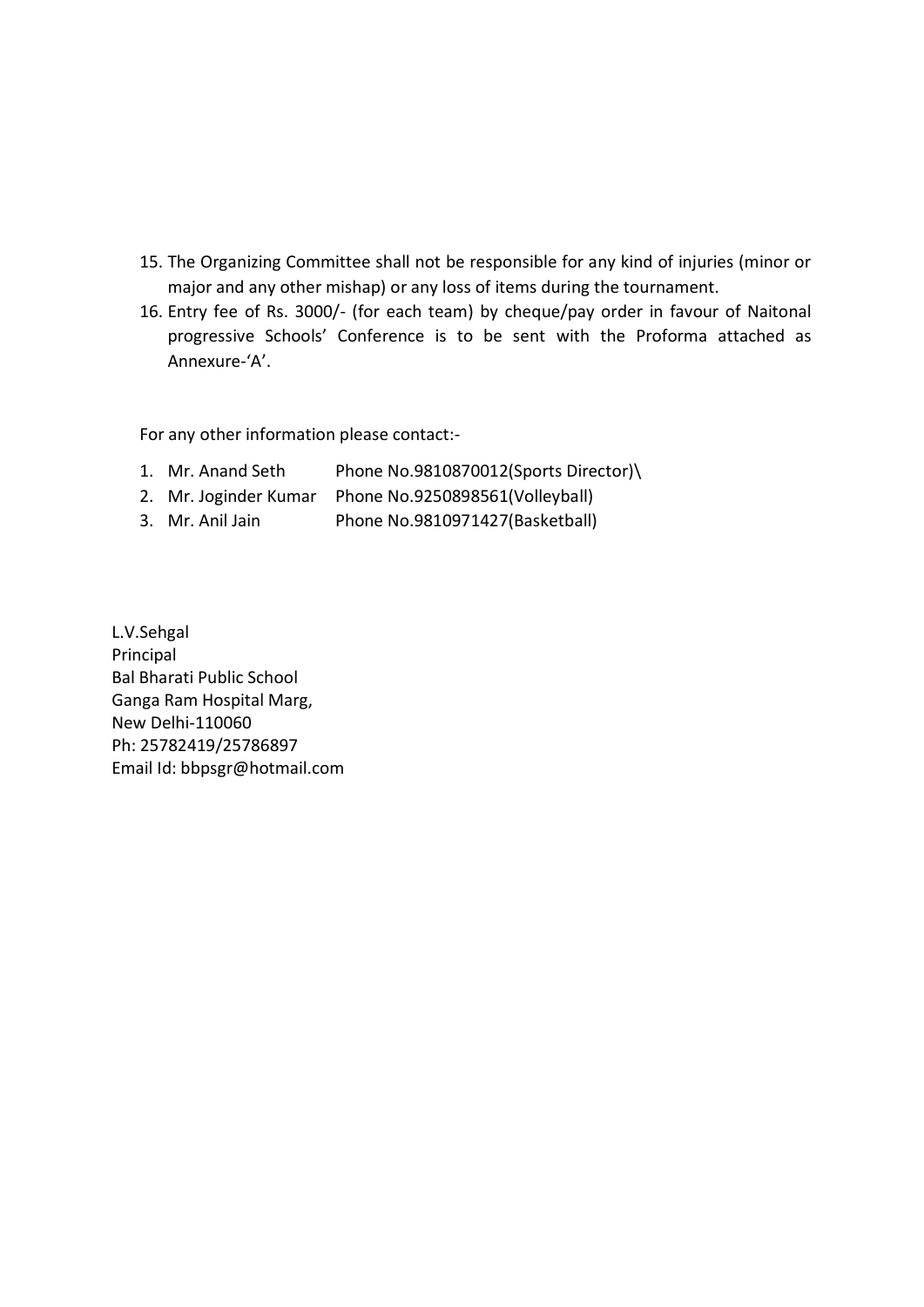15. The Organizing Committee shall not be responsible for any kind of injuries (minor or major and any other mishap) or any loss of items during the tournament.
16. Entry fee of Rs. 3000/- (for each team) by cheque/pay order in favour of Naitonal progressive Schools' Conference is to be sent with the Proforma attached as Annexure-'A'.

For any other information please contact:-

1. Mr. Anand Seth     Phone No.9810870012(Sports Director)\
2. Mr. Joginder Kumar     Phone No.9250898561(Volleyball)
3. Mr. Anil Jain     Phone No.9810971427(Basketball)

L.V.Sehgal
Principal
Bal Bharati Public School
Ganga Ram Hospital Marg,
New Delhi-110060
Ph: 25782419/25786897
Email Id: bbpsgr@hotmail.com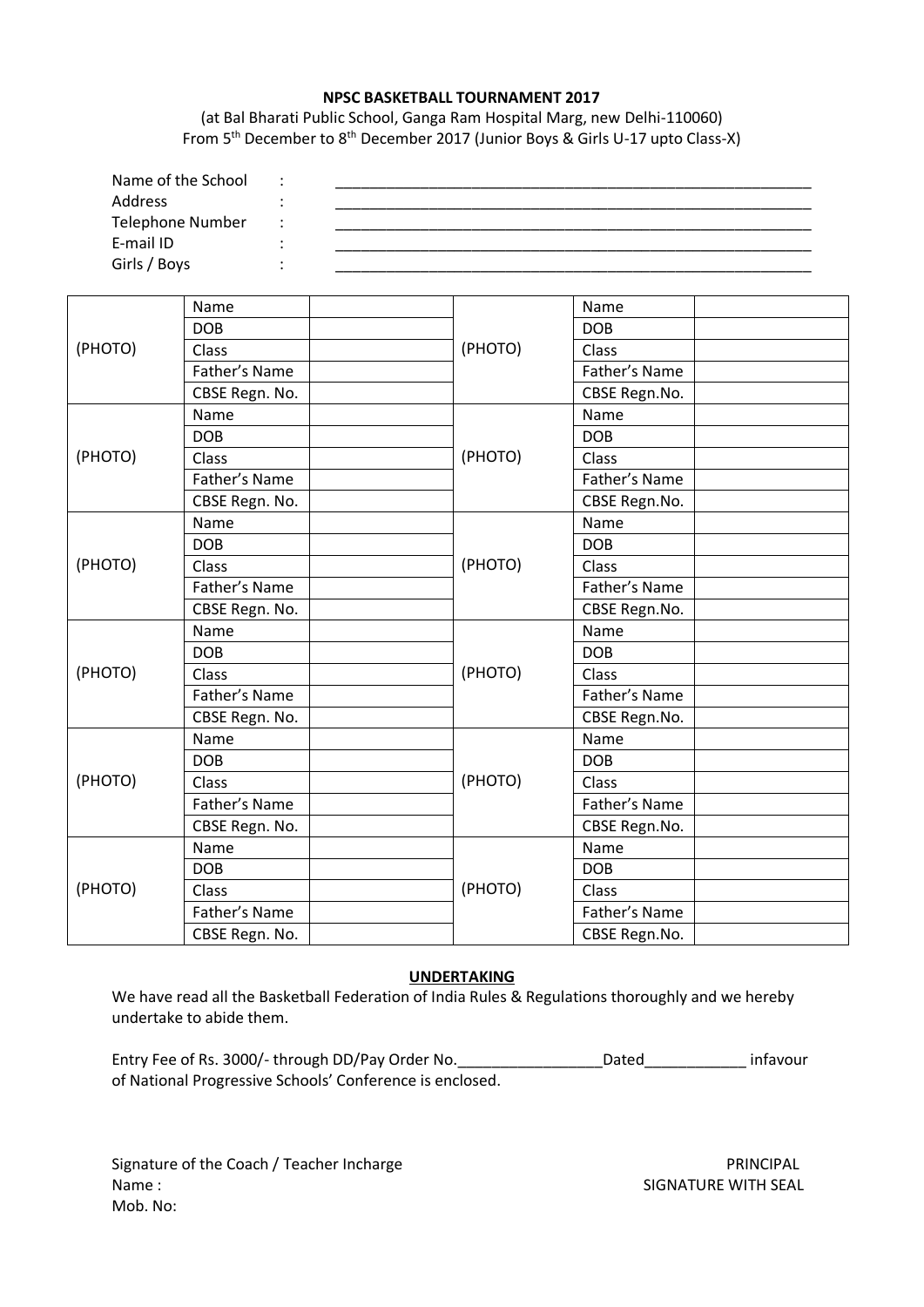**NPSC BASKETBALL TOURNAMENT 2017**

(at Bal Bharati Public School, Ganga Ram Hospital Marg, new Delhi-110060)
From 5th December to 8th December 2017 (Junior Boys & Girls U-17 upto Class-X)

Name of the School : ____________________________________________
Address : ____________________________________________
Telephone Number : ____________________________________________
E-mail ID : ____________________________________________
Girls / Boys : ____________________________________________

| | | | | | |
|---|---|---|---|---|---|
| (PHOTO) | Name | | (PHOTO) | Name | |
| | DOB | | | DOB | |
| | Class | | | Class | |
| | Father's Name | | | Father's Name | |
| | CBSE Regn. No. | | | CBSE Regn.No. | |
| (PHOTO) | Name | | (PHOTO) | Name | |
| | DOB | | | DOB | |
| | Class | | | Class | |
| | Father's Name | | | Father's Name | |
| | CBSE Regn. No. | | | CBSE Regn.No. | |
| (PHOTO) | Name | | (PHOTO) | Name | |
| | DOB | | | DOB | |
| | Class | | | Class | |
| | Father's Name | | | Father's Name | |
| | CBSE Regn. No. | | | CBSE Regn.No. | |
| (PHOTO) | Name | | (PHOTO) | Name | |
| | DOB | | | DOB | |
| | Class | | | Class | |
| | Father's Name | | | Father's Name | |
| | CBSE Regn. No. | | | CBSE Regn.No. | |
| (PHOTO) | Name | | (PHOTO) | Name | |
| | DOB | | | DOB | |
| | Class | | | Class | |
| | Father's Name | | | Father's Name | |
| | CBSE Regn. No. | | | CBSE Regn.No. | |
| (PHOTO) | Name | | (PHOTO) | Name | |
| | DOB | | | DOB | |
| | Class | | | Class | |
| | Father's Name | | | Father's Name | |
| | CBSE Regn. No. | | | CBSE Regn.No. | |

**UNDERTAKING**

We have read all the Basketball Federation of India Rules & Regulations thoroughly and we hereby undertake to abide them.

Entry Fee of Rs. 3000/- through DD/Pay Order No.________________Dated____________ infavour of National Progressive Schools' Conference is enclosed.

Signature of the Coach / Teacher Incharge
Name :
Mob. No:

PRINCIPAL
SIGNATURE WITH SEAL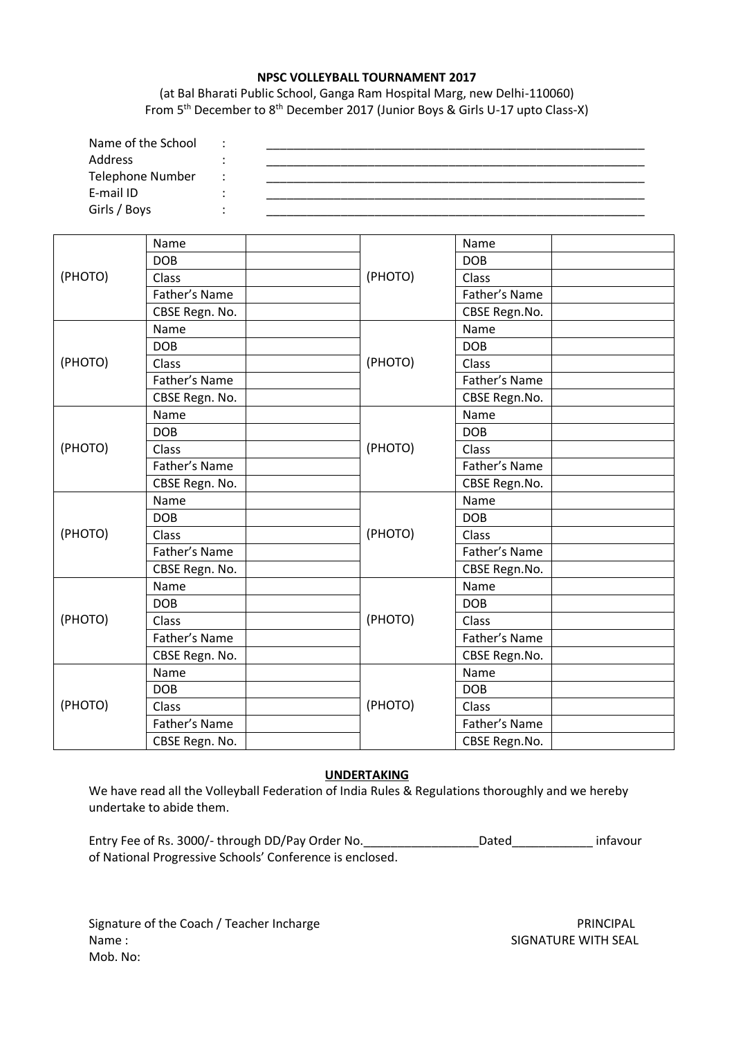**NPSC VOLLEYBALL TOURNAMENT 2017**

(at Bal Bharati Public School, Ganga Ram Hospital Marg, new Delhi-110060)
From 5th December to 8th December 2017 (Junior Boys & Girls U-17 upto Class-X)

Name of the School : ___________________________________________
Address : ___________________________________________
Telephone Number : ___________________________________________
E-mail ID : ___________________________________________
Girls / Boys : ___________________________________________

| | | | | | |
|---|---|---|---|---|---|
| (PHOTO) | Name | | (PHOTO) | Name | |
| | DOB | | | DOB | |
| | Class | | | Class | |
| | Father's Name | | | Father's Name | |
| | CBSE Regn. No. | | | CBSE Regn.No. | |
| (PHOTO) | Name | | (PHOTO) | Name | |
| | DOB | | | DOB | |
| | Class | | | Class | |
| | Father's Name | | | Father's Name | |
| | CBSE Regn. No. | | | CBSE Regn.No. | |
| (PHOTO) | Name | | (PHOTO) | Name | |
| | DOB | | | DOB | |
| | Class | | | Class | |
| | Father's Name | | | Father's Name | |
| | CBSE Regn. No. | | | CBSE Regn.No. | |
| (PHOTO) | Name | | (PHOTO) | Name | |
| | DOB | | | DOB | |
| | Class | | | Class | |
| | Father's Name | | | Father's Name | |
| | CBSE Regn. No. | | | CBSE Regn.No. | |
| (PHOTO) | Name | | (PHOTO) | Name | |
| | DOB | | | DOB | |
| | Class | | | Class | |
| | Father's Name | | | Father's Name | |
| | CBSE Regn. No. | | | CBSE Regn.No. | |
| (PHOTO) | Name | | (PHOTO) | Name | |
| | DOB | | | DOB | |
| | Class | | | Class | |
| | Father's Name | | | Father's Name | |
| | CBSE Regn. No. | | | CBSE Regn.No. | |

**UNDERTAKING**

We have read all the Volleyball Federation of India Rules & Regulations thoroughly and we hereby undertake to abide them.

Entry Fee of Rs. 3000/- through DD/Pay Order No.________________Dated____________ infavour of National Progressive Schools' Conference is enclosed.

Signature of the Coach / Teacher Incharge
Name :
Mob. No:

PRINCIPAL
SIGNATURE WITH SEAL